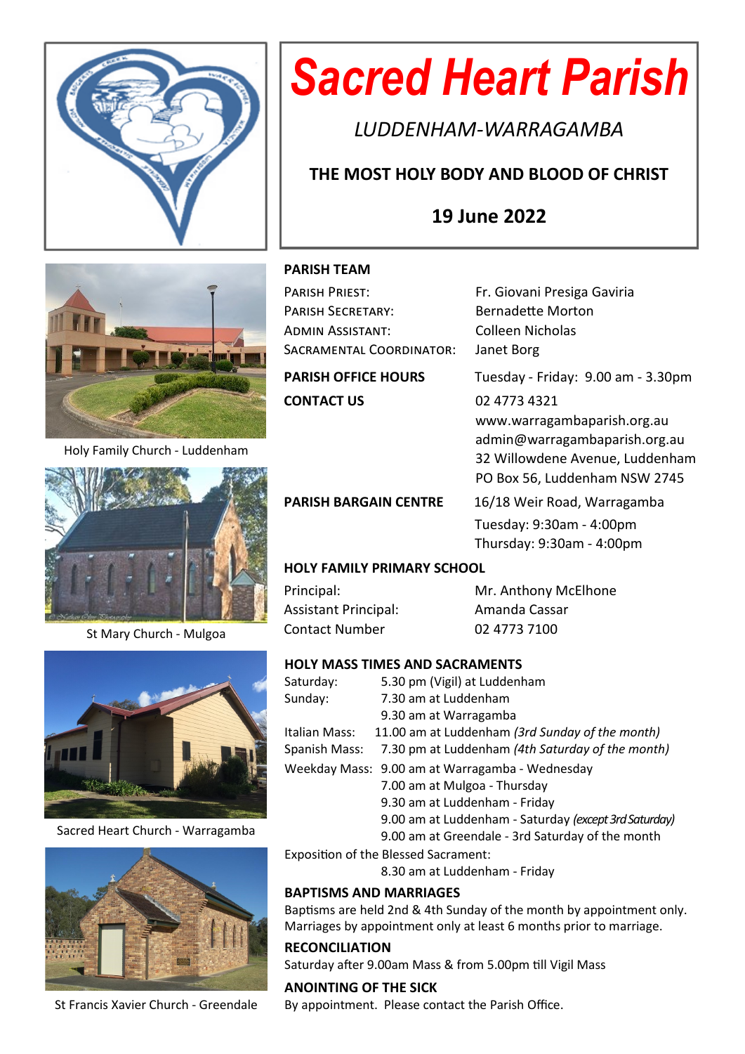# Sacred Heart Parish

*LUDDENHAM-WARRAGAMBA*

**THE MOST HOLY BODY AND BLOOD OF CHRIST**

**19 June 2022**

Holy Family Church - Luddenham

St Mary Church - Mulgoa

Sacred Heart Church - Warragamba

St Francis Xavier Church - Greendale

## PARISH TEAM

| | |
|---|---|
| PARISH PRIEST: | Fr. Giovani Presiga Gaviria |
| PARISH SECRETARY: | Bernadette Morton |
| ADMIN ASSISTANT: | Colleen Nicholas |
| SACRAMENTAL COORDINATOR: | Janet Borg |
| **PARISH OFFICE HOURS** | Tuesday - Friday: 9.00 am - 3.30pm |
| **CONTACT US** | 02 4773 4321<br>www.warragambaparish.org.au<br>admin@warragambaparish.org.au<br>32 Willowdene Avenue, Luddenham<br>PO Box 56, Luddenham NSW 2745 |
| **PARISH BARGAIN CENTRE** | 16/18 Weir Road, Warragamba<br>Tuesday: 9:30am - 4:00pm<br>Thursday: 9:30am - 4:00pm |

## HOLY FAMILY PRIMARY SCHOOL

| | |
|---|---|
| Principal: | Mr. Anthony McElhone |
| Assistant Principal: | Amanda Cassar |
| Contact Number | 02 4773 7100 |

## HOLY MASS TIMES AND SACRAMENTS

| | |
|---|---|
| Saturday: | 5.30 pm (Vigil) at Luddenham |
| Sunday: | 7.30 am at Luddenham<br>9.30 am at Warragamba |
| Italian Mass: | 11.00 am at Luddenham *(3rd Sunday of the month)* |
| Spanish Mass: | 7.30 pm at Luddenham *(4th Saturday of the month)* |
| Weekday Mass: | 9.00 am at Warragamba - Wednesday<br>7.00 am at Mulgoa - Thursday<br>9.30 am at Luddenham - Friday<br>9.00 am at Luddenham - Saturday *(except 3rd Saturday)*<br>9.00 am at Greendale - 3rd Saturday of the month |

Exposition of the Blessed Sacrament:
8.30 am at Luddenham - Friday

## BAPTISMS AND MARRIAGES

Baptisms are held 2nd & 4th Sunday of the month by appointment only.
Marriages by appointment only at least 6 months prior to marriage.

## RECONCILIATION

Saturday after 9.00am Mass & from 5.00pm till Vigil Mass

## ANOINTING OF THE SICK

By appointment. Please contact the Parish Office.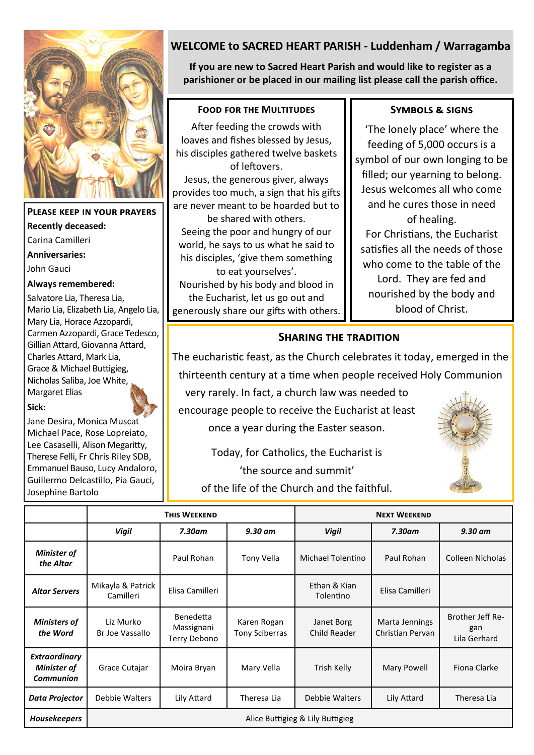## WELCOME to SACRED HEART PARISH - Luddenham / Warragamba

**If you are new to Sacred Heart Parish and would like to register as a parishioner or be placed in our mailing list please call the parish office.**

### Please keep in your prayers

**Recently deceased:**

Carina Camilleri

**Anniversaries:**

John Gauci

**Always remembered:**

Salvatore Lia, Theresa Lia, Mario Lia, Elizabeth Lia, Angelo Lia, Mary Lia, Horace Azzopardi, Carmen Azzopardi, Grace Tedesco, Gillian Attard, Giovanna Attard, Charles Attard, Mark Lia, Grace & Michael Buttigieg, Nicholas Saliba, Joe White, Margaret Elias

**Sick:**

Jane Desira, Monica Muscat Michael Pace, Rose Lopreiato, Lee Casaselli, Alison Megaritty, Therese Felli, Fr Chris Riley SDB, Emmanuel Bauso, Lucy Andaloro, Guillermo Delcastillo, Pia Gauci, Josephine Bartolo

### Food for the Multitudes

After feeding the crowds with loaves and fishes blessed by Jesus, his disciples gathered twelve baskets of leftovers.
Jesus, the generous giver, always provides too much, a sign that his gifts are never meant to be hoarded but to be shared with others.
Seeing the poor and hungry of our world, he says to us what he said to his disciples, 'give them something to eat yourselves'.
Nourished by his body and blood in the Eucharist, let us go out and generously share our gifts with others.

### Symbols & Signs

'The lonely place' where the feeding of 5,000 occurs is a symbol of our own longing to be filled; our yearning to belong. Jesus welcomes all who come and he cures those in need of healing.
For Christians, the Eucharist satisfies all the needs of those who come to the table of the Lord. They are fed and nourished by the body and blood of Christ.

### Sharing the Tradition

The eucharistic feast, as the Church celebrates it today, emerged in the thirteenth century at a time when people received Holy Communion very rarely. In fact, a church law was needed to encourage people to receive the Eucharist at least once a year during the Easter season.

Today, for Catholics, the Eucharist is 'the source and summit' of the life of the Church and the faithful.

| | **This Weekend** | | | **Next Weekend** | | |
|---|---|---|---|---|---|---|
| | ***Vigil*** | ***7.30am*** | ***9.30 am*** | ***Vigil*** | ***7.30am*** | ***9.30 am*** |
| ***Minister of the Altar*** | | Paul Rohan | Tony Vella | Michael Tolentino | Paul Rohan | Colleen Nicholas |
| ***Altar Servers*** | Mikayla & Patrick Camilleri | Elisa Camilleri | | Ethan & Kian Tolentino | Elisa Camilleri | |
| ***Ministers of the Word*** | Liz Murko Br Joe Vassallo | Benedetta Massignani Terry Debono | Karen Rogan Tony Sciberras | Janet Borg Child Reader | Marta Jennings Christian Pervan | Brother Jeff Regan Lila Gerhard |
| ***Extraordinary Minister of Communion*** | Grace Cutajar | Moira Bryan | Mary Vella | Trish Kelly | Mary Powell | Fiona Clarke |
| ***Data Projector*** | Debbie Walters | Lily Attard | Theresa Lia | Debbie Walters | Lily Attard | Theresa Lia |
| ***Housekeepers*** | Alice Buttigieg & Lily Buttigieg | | | | | |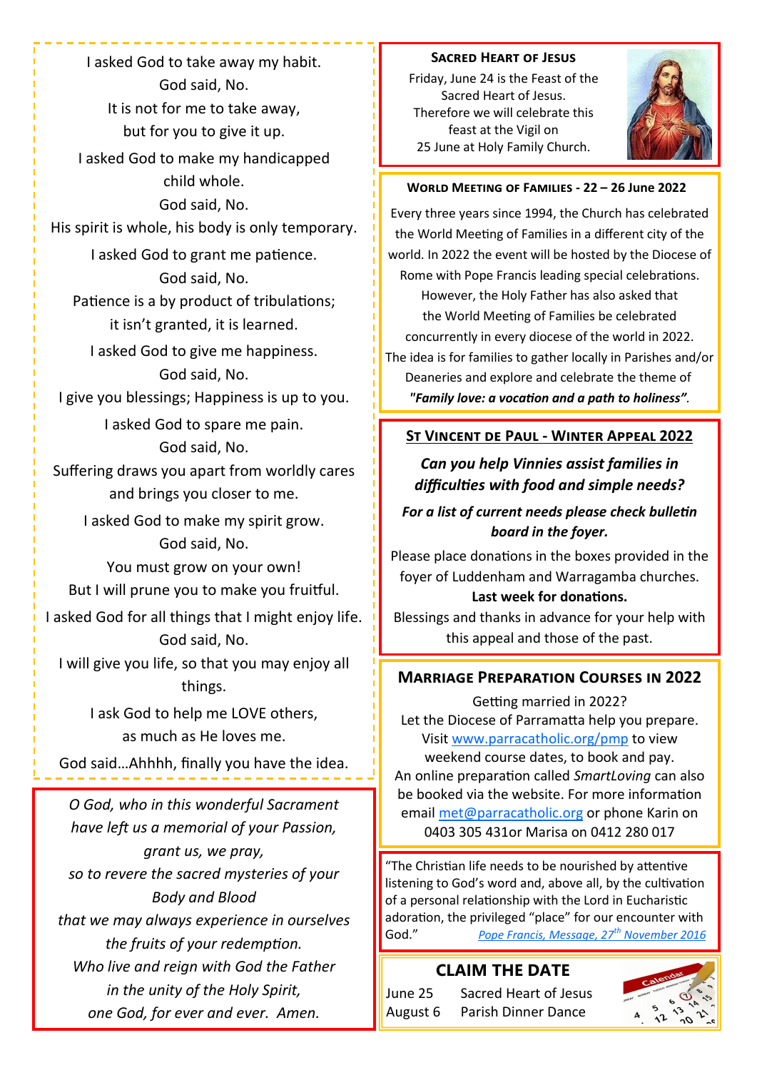I asked God to take away my habit.
God said, No.
It is not for me to take away,
but for you to give it up.

I asked God to make my handicapped child whole.
God said, No.
His spirit is whole, his body is only temporary.

I asked God to grant me patience.
God said, No.
Patience is a by product of tribulations;
it isn't granted, it is learned.

I asked God to give me happiness.
God said, No.
I give you blessings; Happiness is up to you.

I asked God to spare me pain.
God said, No.
Suffering draws you apart from worldly cares
and brings you closer to me.

I asked God to make my spirit grow.
God said, No.
You must grow on your own!
But I will prune you to make you fruitful.

I asked God for all things that I might enjoy life.
God said, No.
I will give you life, so that you may enjoy all things.

I ask God to help me LOVE others,
as much as He loves me.

God said…Ahhhh, finally you have the idea.

*O God, who in this wonderful Sacrament*
*have left us a memorial of your Passion,*
*grant us, we pray,*
*so to revere the sacred mysteries of your Body and Blood*
*that we may always experience in ourselves*
*the fruits of your redemption.*
*Who live and reign with God the Father*
*in the unity of the Holy Spirit,*
*one God, for ever and ever. Amen.*

## Sacred Heart of Jesus

Friday, June 24 is the Feast of the Sacred Heart of Jesus. Therefore we will celebrate this feast at the Vigil on 25 June at Holy Family Church.

## World Meeting of Families - 22 – 26 June 2022

Every three years since 1994, the Church has celebrated the World Meeting of Families in a different city of the world. In 2022 the event will be hosted by the Diocese of Rome with Pope Francis leading special celebrations. However, the Holy Father has also asked that the World Meeting of Families be celebrated concurrently in every diocese of the world in 2022. The idea is for families to gather locally in Parishes and/or Deaneries and explore and celebrate the theme of ***"Family love: a vocation and a path to holiness"***.

## St Vincent de Paul - Winter Appeal 2022

***Can you help Vinnies assist families in difficulties with food and simple needs?***

***For a list of current needs please check bulletin board in the foyer.***

Please place donations in the boxes provided in the foyer of Luddenham and Warragamba churches.

**Last week for donations.**

Blessings and thanks in advance for your help with this appeal and those of the past.

## Marriage Preparation Courses in 2022

Getting married in 2022?
Let the Diocese of Parramatta help you prepare. Visit www.parracatholic.org/pmp to view weekend course dates, to book and pay.
An online preparation called *SmartLoving* can also be booked via the website. For more information email met@parracatholic.org or phone Karin on 0403 305 431or Marisa on 0412 280 017

"The Christian life needs to be nourished by attentive listening to God's word and, above all, by the cultivation of a personal relationship with the Lord in Eucharistic adoration, the privileged "place" for our encounter with God."
*Pope Francis, Message, 27th November 2016*

## CLAIM THE DATE

June 25 Sacred Heart of Jesus
August 6 Parish Dinner Dance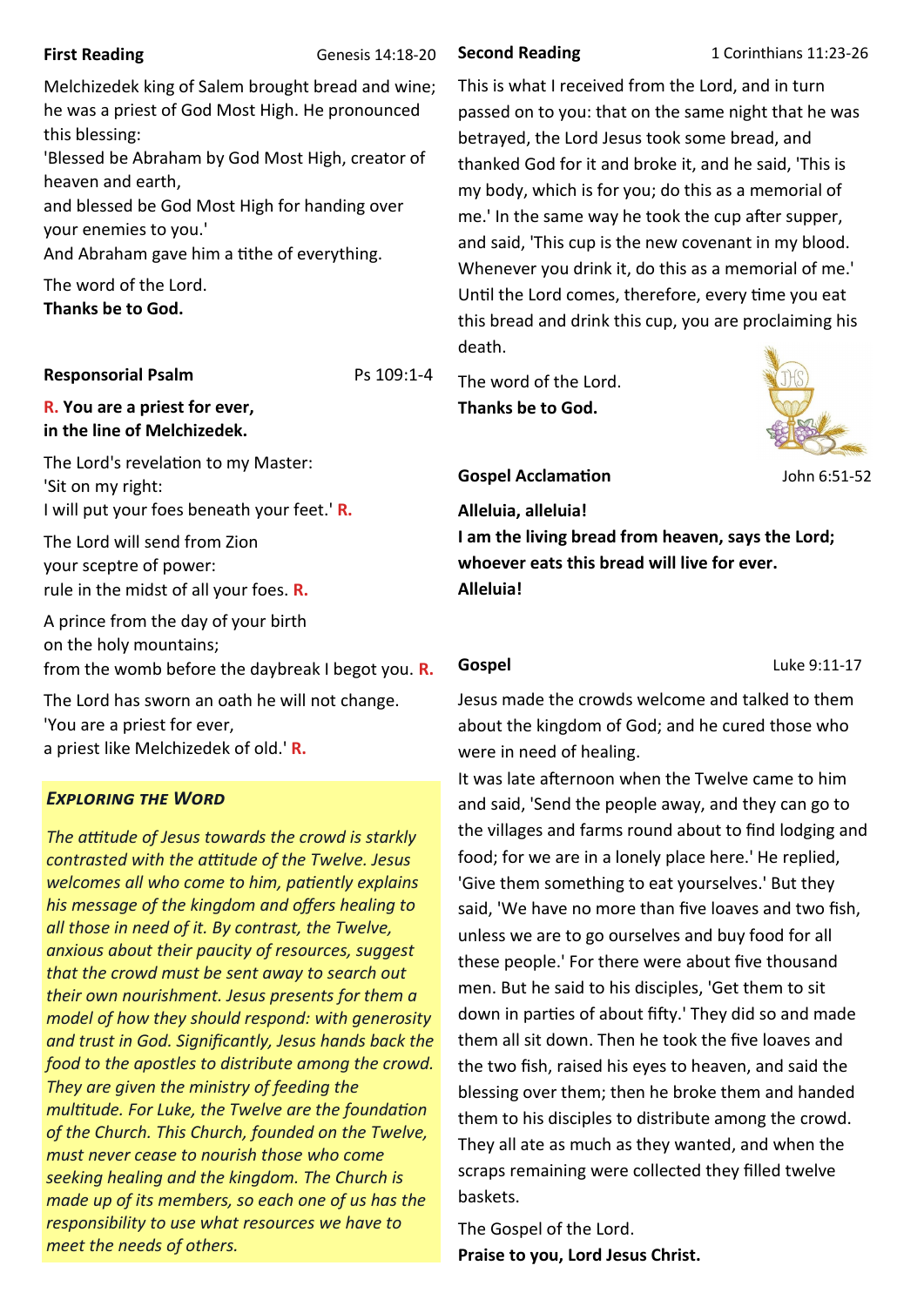## First Reading

Genesis 14:18-20

Melchizedek king of Salem brought bread and wine; he was a priest of God Most High. He pronounced this blessing:
'Blessed be Abraham by God Most High, creator of heaven and earth,
and blessed be God Most High for handing over your enemies to you.'
And Abraham gave him a tithe of everything.

The word of the Lord.
**Thanks be to God.**

## Responsorial Psalm

Ps 109:1-4

**R. You are a priest for ever,
in the line of Melchizedek.**

The Lord's revelation to my Master:
'Sit on my right:
I will put your foes beneath your feet.' **R.**

The Lord will send from Zion
your sceptre of power:
rule in the midst of all your foes. **R.**

A prince from the day of your birth
on the holy mountains;
from the womb before the daybreak I begot you. **R.**

The Lord has sworn an oath he will not change.
'You are a priest for ever,
a priest like Melchizedek of old.' **R.**

### *Exploring the Word*

*The attitude of Jesus towards the crowd is starkly contrasted with the attitude of the Twelve. Jesus welcomes all who come to him, patiently explains his message of the kingdom and offers healing to all those in need of it. By contrast, the Twelve, anxious about their paucity of resources, suggest that the crowd must be sent away to search out their own nourishment. Jesus presents for them a model of how they should respond: with generosity and trust in God. Significantly, Jesus hands back the food to the apostles to distribute among the crowd. They are given the ministry of feeding the multitude. For Luke, the Twelve are the foundation of the Church. This Church, founded on the Twelve, must never cease to nourish those who come seeking healing and the kingdom. The Church is made up of its members, so each one of us has the responsibility to use what resources we have to meet the needs of others.*

## Second Reading

1 Corinthians 11:23-26

This is what I received from the Lord, and in turn passed on to you: that on the same night that he was betrayed, the Lord Jesus took some bread, and thanked God for it and broke it, and he said, 'This is my body, which is for you; do this as a memorial of me.' In the same way he took the cup after supper, and said, 'This cup is the new covenant in my blood. Whenever you drink it, do this as a memorial of me.' Until the Lord comes, therefore, every time you eat this bread and drink this cup, you are proclaiming his death.

The word of the Lord.
**Thanks be to God.**

## Gospel Acclamation

John 6:51-52

**Alleluia, alleluia!
I am the living bread from heaven, says the Lord;
whoever eats this bread will live for ever.
Alleluia!**

## Gospel

Luke 9:11-17

Jesus made the crowds welcome and talked to them about the kingdom of God; and he cured those who were in need of healing.
It was late afternoon when the Twelve came to him and said, 'Send the people away, and they can go to the villages and farms round about to find lodging and food; for we are in a lonely place here.' He replied, 'Give them something to eat yourselves.' But they said, 'We have no more than five loaves and two fish, unless we are to go ourselves and buy food for all these people.' For there were about five thousand men. But he said to his disciples, 'Get them to sit down in parties of about fifty.' They did so and made them all sit down. Then he took the five loaves and the two fish, raised his eyes to heaven, and said the blessing over them; then he broke them and handed them to his disciples to distribute among the crowd. They all ate as much as they wanted, and when the scraps remaining were collected they filled twelve baskets.

The Gospel of the Lord.
**Praise to you, Lord Jesus Christ.**